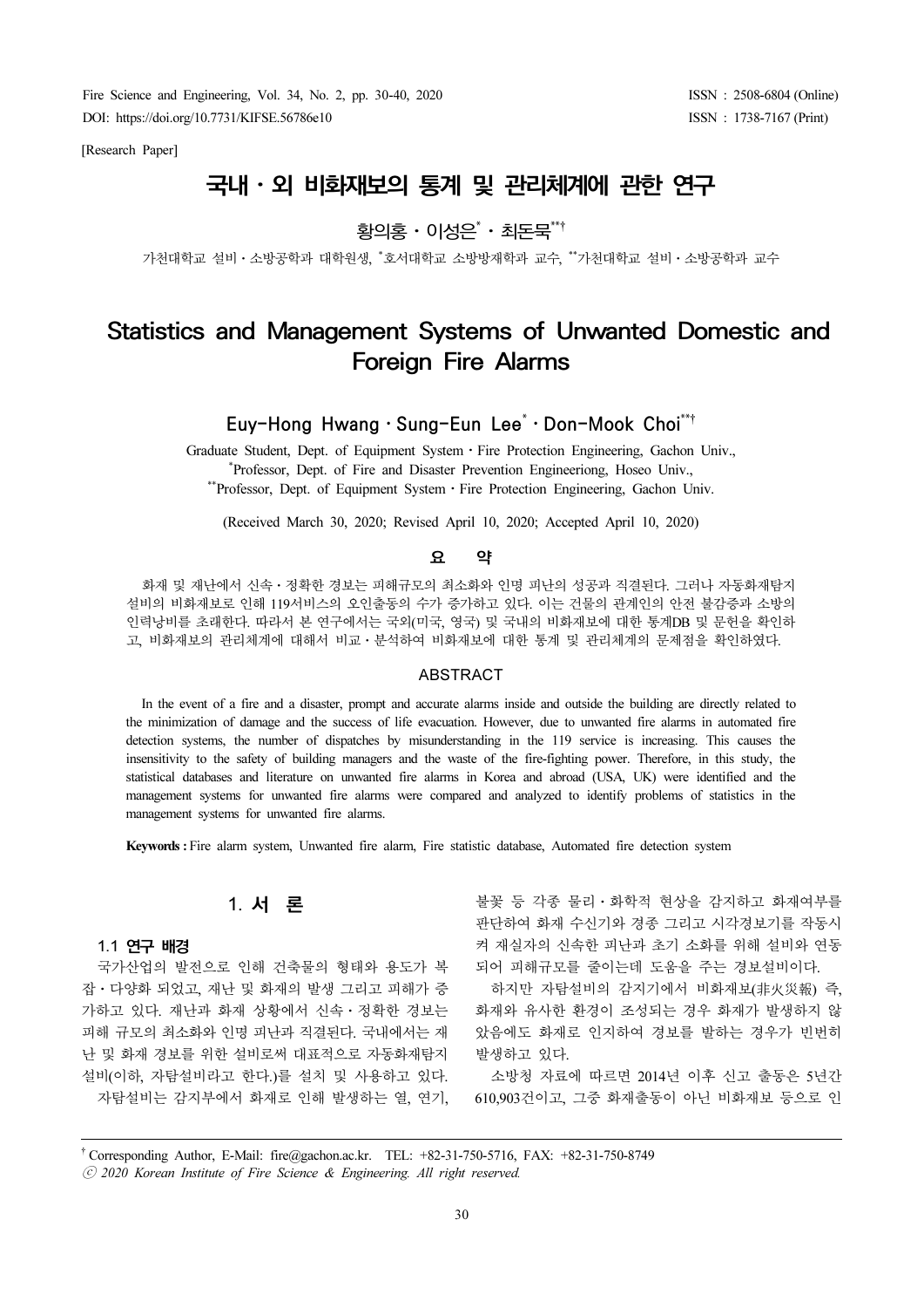[Research Paper]

# 국내 · 외 비화재보의 통계 및 관리체계에 관한 연구

황의홍 · 이성은[*] · 최돈묵[**†]

가천대학교 설비 · 소방공학과 대학원생, [*]호서대학교 소방방재학과 교수, [**]가천대학교 설비 · 소방공학과 교수

# Statistics and Management Systems of Unwanted Domestic and Foreign Fire Alarms

Euy-Hong Hwang · Sung-Eun Lee[*] · Don-Mook Choi[**†]

Graduate Student, Dept. of Equipment System · Fire Protection Engineering, Gachon Univ.,
[*]Professor, Dept. of Fire and Disaster Prevention Engineeriong, Hoseo Univ.,
[**]Professor, Dept. of Equipment System · Fire Protection Engineering, Gachon Univ.

(Received March 30, 2020; Revised April 10, 2020; Accepted April 10, 2020)

## 요 약

화재 및 재난에서 신속 · 정확한 경보는 피해규모의 최소화와 인명 피난의 성공과 직결된다. 그러나 자동화재탐지설비의 비화재보로 인해 119서비스의 오인출동의 수가 증가하고 있다. 이는 건물의 관계인의 안전 불감증과 소방의 인력낭비를 초래한다. 따라서 본 연구에서는 국외(미국, 영국) 및 국내의 비화재보에 대한 통계DB 및 문헌을 확인하고, 비화재보의 관리체계에 대해서 비교 · 분석하여 비화재보에 대한 통계 및 관리체계의 문제점을 확인하였다.

## ABSTRACT

In the event of a fire and a disaster, prompt and accurate alarms inside and outside the building are directly related to the minimization of damage and the success of life evacuation. However, due to unwanted fire alarms in automated fire detection systems, the number of dispatches by misunderstanding in the 119 service is increasing. This causes the insensitivity to the safety of building managers and the waste of the fire-fighting power. Therefore, in this study, the statistical databases and literature on unwanted fire alarms in Korea and abroad (USA, UK) were identified and the management systems for unwanted fire alarms were compared and analyzed to identify problems of statistics in the management systems for unwanted fire alarms.

**Keywords :** Fire alarm system, Unwanted fire alarm, Fire statistic database, Automated fire detection system

## 1. 서 론

### 1.1 연구 배경

국가산업의 발전으로 인해 건축물의 형태와 용도가 복잡 · 다양화 되었고, 재난 및 화재의 발생 그리고 피해가 증가하고 있다. 재난과 화재 상황에서 신속 · 정확한 경보는 피해 규모의 최소화와 인명 피난과 직결된다. 국내에서는 재난 및 화재 경보를 위한 설비로써 대표적으로 자동화재탐지설비(이하, 자탐설비라고 한다.)를 설치 및 사용하고 있다.

자탐설비는 감지부에서 화재로 인해 발생하는 열, 연기, 불꽃 등 각종 물리 · 화학적 현상을 감지하고 화재여부를 판단하여 화재 수신기와 경종 그리고 시각경보기를 작동시켜 재실자의 신속한 피난과 초기 소화를 위해 설비와 연동되어 피해규모를 줄이는데 도움을 주는 경보설비이다.

하지만 자탐설비의 감지기에서 비화재보(非火災報) 즉, 화재와 유사한 환경이 조성되는 경우 화재가 발생하지 않았음에도 화재로 인지하여 경보를 발하는 경우가 빈번히 발생하고 있다.

소방청 자료에 따르면 2014년 이후 신고 출동은 5년간 610,903건이고, 그중 화재출동이 아닌 비화재보 등으로 인

† Corresponding Author, E-Mail: fire@gachon.ac.kr. TEL: +82-31-750-5716, FAX: +82-31-750-8749

ⓒ 2020 Korean Institute of Fire Science & Engineering. All right reserved.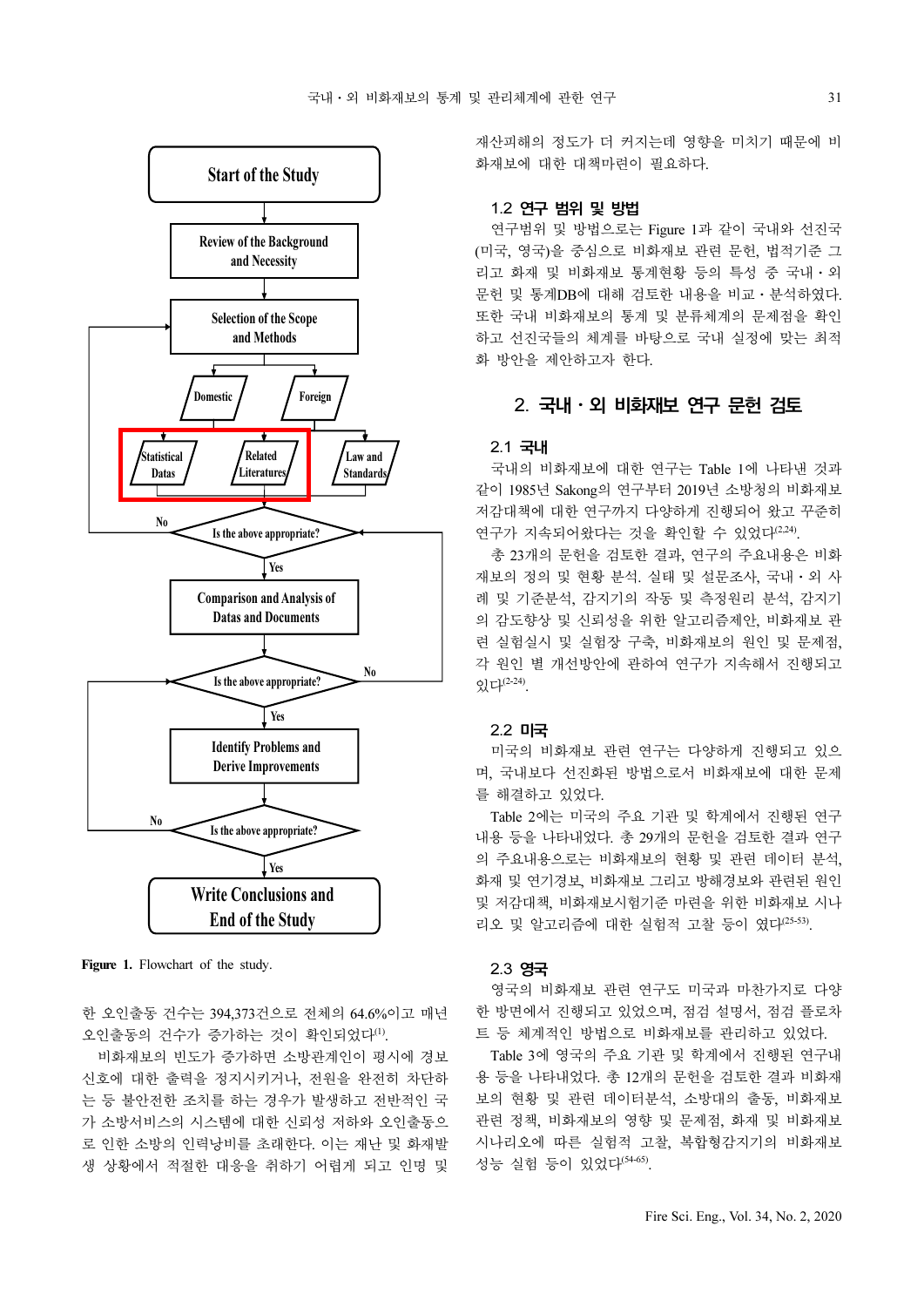Figure 1. Flowchart of the study.

한 오인출동 건수는 394,373건으로 전체의 64.6%이고 매년 오인출동의 건수가 증가하는 것이 확인되었다[1].

비화재보의 빈도가 증가하면 소방관계인이 평시에 경보 신호에 대한 출력을 정지시키거나, 전원을 완전히 차단하는 등 불안전한 조치를 하는 경우가 발생하고 전반적인 국가 소방서비스의 시스템에 대한 신뢰성 저하와 오인출동으로 인한 소방의 인력낭비를 초래한다. 이는 재난 및 화재발생 상황에서 적절한 대응을 취하기 어렵게 되고 인명 및 재산피해의 정도가 더 커지는데 영향을 미치기 때문에 비화재보에 대한 대책마련이 필요하다.

### 1.2 연구 범위 및 방법

연구범위 및 방법으로는 Figure 1과 같이 국내와 선진국(미국, 영국)을 중심으로 비화재보 관련 문헌, 법적기준 그리고 화재 및 비화재보 통계현황 등의 특성 중 국내・외 문헌 및 통계DB에 대해 검토한 내용을 비교・분석하였다. 또한 국내 비화재보의 통계 및 분류체계의 문제점을 확인하고 선진국들의 체계를 바탕으로 국내 실정에 맞는 최적화 방안을 제안하고자 한다.

## 2. 국내・외 비화재보 연구 문헌 검토

### 2.1 국내

국내의 비화재보에 대한 연구는 Table 1에 나타낸 것과 같이 1985년 Sakong의 연구부터 2019년 소방청의 비화재보 저감대책에 대한 연구까지 다양하게 진행되어 왔고 꾸준히 연구가 지속되어왔다는 것을 확인할 수 있었다[2-24].

총 23개의 문헌을 검토한 결과, 연구의 주요내용은 비화재보의 정의 및 현황 분석. 실태 및 설문조사, 국내・외 사례 및 기준분석, 감지기의 작동 및 측정원리 분석, 감지기의 감도향상 및 신뢰성을 위한 알고리즘제안, 비화재보 관련 실험실시 및 실험장 구축, 비화재보의 원인 및 문제점, 각 원인 별 개선방안에 관하여 연구가 지속해서 진행되고 있다[2-24].

### 2.2 미국

미국의 비화재보 관련 연구는 다양하게 진행되고 있으며, 국내보다 선진화된 방법으로서 비화재보에 대한 문제를 해결하고 있었다.

Table 2에는 미국의 주요 기관 및 학계에서 진행된 연구내용 등을 나타내었다. 총 29개의 문헌을 검토한 결과 연구의 주요내용으로는 비화재보의 현황 및 관련 데이터 분석, 화재 및 연기경보, 비화재보 그리고 방해경보와 관련된 원인 및 저감대책, 비화재보시험기준 마련을 위한 비화재보 시나리오 및 알고리즘에 대한 실험적 고찰 등이 였다[25-53].

### 2.3 영국

영국의 비화재보 관련 연구도 미국과 마찬가지로 다양한 방면에서 진행되고 있었으며, 점검 설명서, 점검 플로차트 등 체계적인 방법으로 비화재보를 관리하고 있었다.

Table 3에 영국의 주요 기관 및 학계에서 진행된 연구내용 등을 나타내었다. 총 12개의 문헌을 검토한 결과 비화재보의 현황 및 관련 데이터분석, 소방대의 출동, 비화재보 관련 정책, 비화재보의 영향 및 문제점, 화재 및 비화재보 시나리오에 따른 실험적 고찰, 복합형감지기의 비화재보 성능 실험 등이 있었다[54-65].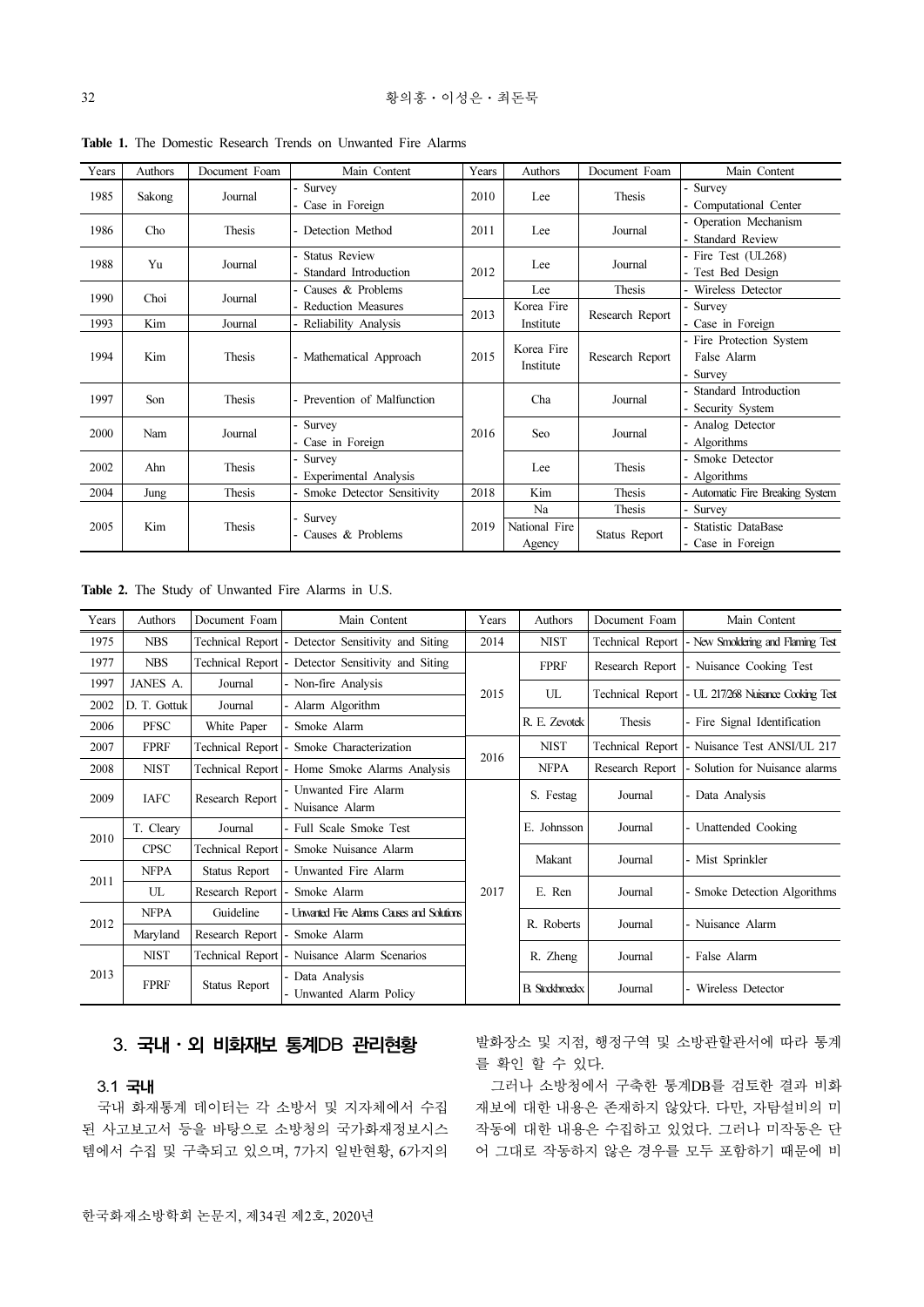**Table 1.** The Domestic Research Trends on Unwanted Fire Alarms

| Years | Authors | Document Foam | Main Content | Years | Authors | Document Foam | Main Content |
|---|---|---|---|---|---|---|---|
| 1985 | Sakong | Journal | - Survey<br>- Case in Foreign | 2010 | Lee | Thesis | - Survey<br>- Computational Center |
| 1986 | Cho | Thesis | - Detection Method | 2011 | Lee | Journal | - Operation Mechanism<br>- Standard Review |
| 1988 | Yu | Journal | - Status Review<br>- Standard Introduction | 2012 | Lee | Journal | - Fire Test (UL268)<br>- Test Bed Design |
| 1990 | Choi | Journal | - Causes & Problems<br>- Reduction Measures | | Lee | Thesis | - Wireless Detector |
| 1993 | Kim | Journal | - Reliability Analysis | 2013 | Korea Fire Institute | Research Report | - Survey<br>- Case in Foreign |
| 1994 | Kim | Thesis | - Mathematical Approach | 2015 | Korea Fire Institute | Research Report | - Fire Protection System False Alarm<br>- Survey |
| 1997 | Son | Thesis | - Prevention of Malfunction | 2016 | Cha | Journal | - Standard Introduction<br>- Security System |
| 2000 | Nam | Journal | - Survey<br>- Case in Foreign | | Seo | Journal | - Analog Detector<br>- Algorithms |
| 2002 | Ahn | Thesis | - Survey<br>- Experimental Analysis | | Lee | Thesis | - Smoke Detector<br>- Algorithms |
| 2004 | Jung | Thesis | - Smoke Detector Sensitivity | 2018 | Kim | Thesis | - Automatic Fire Breaking System |
| 2005 | Kim | Thesis | - Survey<br>- Causes & Problems | 2019 | Na | Thesis | - Survey |
| | | | | | National Fire Agency | Status Report | - Statistic DataBase<br>- Case in Foreign |

**Table 2.** The Study of Unwanted Fire Alarms in U.S.

| Years | Authors | Document Foam | Main Content | Years | Authors | Document Foam | Main Content |
|---|---|---|---|---|---|---|---|
| 1975 | NBS | Technical Report | - Detector Sensitivity and Siting | 2014 | NIST | Technical Report | - New Smoldering and Flaming Test |
| 1977 | NBS | Technical Report | - Detector Sensitivity and Siting | 2015 | FPRF | Research Report | - Nuisance Cooking Test |
| 1997 | JANES A. | Journal | - Non-fire Analysis | | UL | Technical Report | - UL 217/268 Nuisance Cooking Test |
| 2002 | D. T. Gottuk | Journal | - Alarm Algorithm | | | | |
| 2006 | PFSC | White Paper | - Smoke Alarm | | R. E. Zevotek | Thesis | - Fire Signal Identification |
| 2007 | FPRF | Technical Report | - Smoke Characterization | 2016 | NIST | Technical Report | - Nuisance Test ANSI/UL 217 |
| 2008 | NIST | Technical Report | - Home Smoke Alarms Analysis | | NFPA | Research Report | - Solution for Nuisance alarms |
| 2009 | IAFC | Research Report | - Unwanted Fire Alarm<br>- Nuisance Alarm | 2017 | S. Festag | Journal | - Data Analysis |
| 2010 | T. Cleary | Journal | - Full Scale Smoke Test | | E. Johnsson | Journal | - Unattended Cooking |
| | CPSC | Technical Report | - Smoke Nuisance Alarm | | Makant | Journal | - Mist Sprinkler |
| 2011 | NFPA | Status Report | - Unwanted Fire Alarm | | | | |
| | UL | Research Report | - Smoke Alarm | | E. Ren | Journal | - Smoke Detection Algorithms |
| 2012 | NFPA | Guideline | - Unwanted Fire Alarms Causes and Solutions | | R. Roberts | Journal | - Nuisance Alarm |
| | Maryland | Research Report | - Smoke Alarm | | | | |
| 2013 | NIST | Technical Report | - Nuisance Alarm Scenarios | | R. Zheng | Journal | - False Alarm |
| | FPRF | Status Report | - Data Analysis<br>- Unwanted Alarm Policy | | B. Stockbroeckx | Journal | - Wireless Detector |

## 3. 국내·외 비화재보 통계DB 관리현황

### 3.1 국내

국내 화재통계 데이터는 각 소방서 및 지자체에서 수집된 사고보고서 등을 바탕으로 소방청의 국가화재정보시스템에서 수집 및 구축되고 있으며, 7가지 일반현황, 6가지의 발화장소 및 지점, 행정구역 및 소방관할관서에 따라 통계를 확인 할 수 있다.

그러나 소방청에서 구축한 통계DB를 검토한 결과 비화재보에 대한 내용은 존재하지 않았다. 다만, 자탐설비의 미작동에 대한 내용은 수집하고 있었다. 그러나 미작동은 단어 그대로 작동하지 않은 경우를 모두 포함하기 때문에 비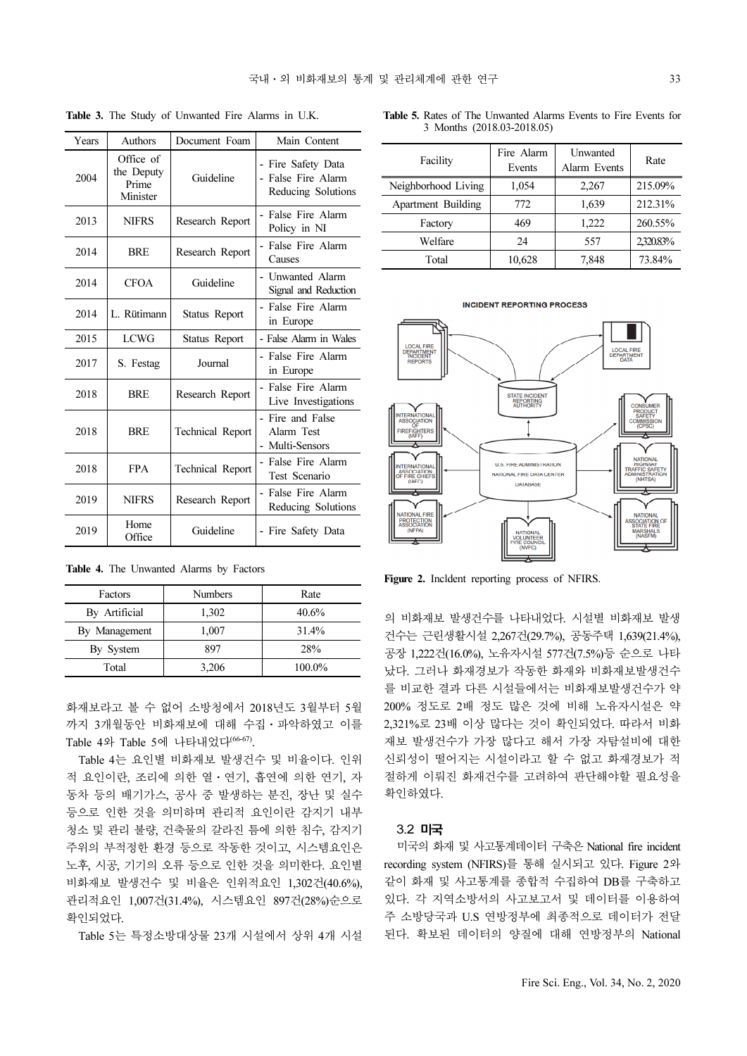**Table 3.** The Study of Unwanted Fire Alarms in U.K.

| Years | Authors | Document Foam | Main Content |
|---|---|---|---|
| 2004 | Office of the Deputy Prime Minister | Guideline | - Fire Safety Data<br>- False Fire Alarm Reducing Solutions |
| 2013 | NIFRS | Research Report | - False Fire Alarm Policy in NI |
| 2014 | BRE | Research Report | - False Fire Alarm Causes |
| 2014 | CFOA | Guideline | - Unwanted Alarm Signal and Reduction |
| 2014 | L. Rütimann | Status Report | - False Fire Alarm in Europe |
| 2015 | LCWG | Status Report | - False Alarm in Wales |
| 2017 | S. Festag | Journal | - False Fire Alarm in Europe |
| 2018 | BRE | Research Report | - False Fire Alarm Live Investigations |
| 2018 | BRE | Technical Report | - Fire and False Alarm Test<br>- Multi-Sensors |
| 2018 | FPA | Technical Report | - False Fire Alarm Test Scenario |
| 2019 | NIFRS | Research Report | - False Fire Alarm Reducing Solutions |
| 2019 | Home Office | Guideline | - Fire Safety Data |

**Table 4.** The Unwanted Alarms by Factors

| Factors | Numbers | Rate |
|---|---|---|
| By Artificial | 1,302 | 40.6% |
| By Management | 1,007 | 31.4% |
| By System | 897 | 28% |
| Total | 3,206 | 100.0% |

화재보라고 볼 수 없어 소방청에서 2018년도 3월부터 5월까지 3개월동안 비화재보에 대해 수집・파악하였고 이를 Table 4와 Table 5에 나타내었다[66-67].

Table 4는 요인별 비화재보 발생건수 및 비율이다. 인위적 요인이란, 조리에 의한 열・연기, 흡연에 의한 연기, 자동차 등의 배기가스, 공사 중 발생하는 분진, 장난 및 실수 등으로 인한 것을 의미하며 관리적 요인이란 감지기 내부 청소 및 관리 불량, 건축물의 갈라진 틈에 의한 침수, 감지기 주위의 부적절한 환경 등으로 작동한 것이고, 시스템요인은 노후, 시공, 기기의 오류 등으로 인한 것을 의미한다. 요인별 비화재보 발생건수 및 비율은 인위적요인 1,302건(40.6%), 관리적요인 1,007건(31.4%), 시스템요인 897건(28%)순으로 확인되었다.

Table 5는 특정소방대상물 23개 시설에서 상위 4개 시설의 비화재보 발생건수를 나타내었다. 시설별 비화재보 발생건수는 근린생활시설 2,267건(29.7%), 공동주택 1,639건(21.4%), 공장 1,222건(16.0%), 노유자시설 577건(7.5%)등 순으로 나타났다. 그러나 화재경보가 작동한 화재와 비화재보발생건수를 비교한 결과 다른 시설들에서는 비화재보발생건수가 약 200% 정도로 2배 정도 많은 것에 비해 노유자시설은 약 2,321%로 23배 이상 많다는 것이 확인되었다. 따라서 비화재보 발생건수가 가장 많다고 해서 가장 자탐설비에 대한 신뢰성이 떨어지는 시설이라고 할 수 없고 화재경보가 적절하게 이뤄진 화재건수를 고려하여 판단해야할 필요성을 확인하였다.

**Table 5.** Rates of The Unwanted Alarms Events to Fire Events for 3 Months (2018.03-2018.05)

| Facility | Fire Alarm Events | Unwanted Alarm Events | Rate |
|---|---|---|---|
| Neighborhood Living | 1,054 | 2,267 | 215.09% |
| Apartment Building | 772 | 1,639 | 212.31% |
| Factory | 469 | 1,222 | 260.55% |
| Welfare | 24 | 557 | 2,320.83% |
| Total | 10,628 | 7,848 | 73.84% |

**Figure 2.** Incldent reporting process of NFIRS.

### 3.2 미국

미국의 화재 및 사고통계데이터 구축은 National fire incident recording system (NFIRS)를 통해 실시되고 있다. Figure 2와 같이 화재 및 사고통계를 종합적 수집하여 DB를 구축하고 있다. 각 지역소방서의 사고보고서 및 데이터를 이용하여 주 소방당국과 U.S 연방정부에 최종적으로 데이터가 전달된다. 확보된 데이터의 양질에 대해 연방정부의 National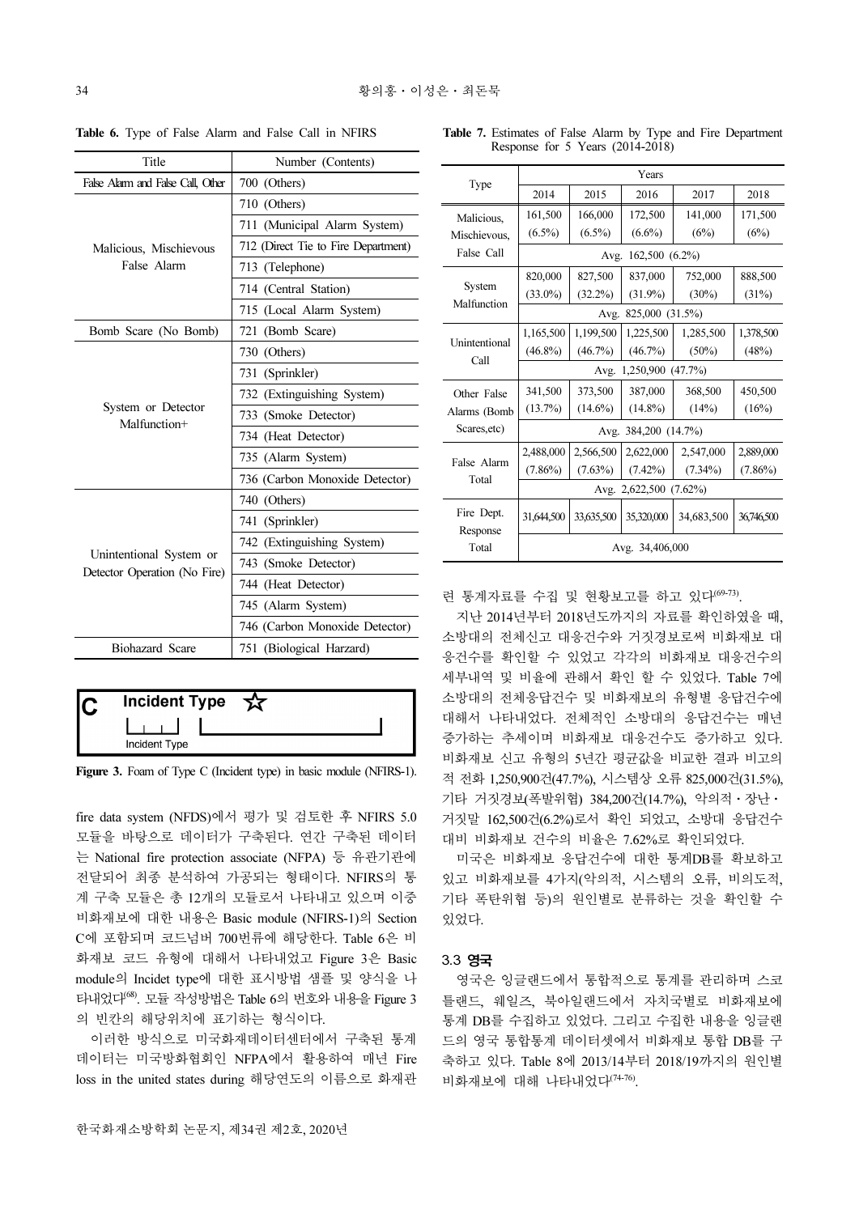**Table 6.** Type of False Alarm and False Call in NFIRS

| Title | Number (Contents) |
|---|---|
| False Alarm and False Call, Other | 700 (Others) |
| Malicious, Mischievous False Alarm | 710 (Others) |
| | 711 (Municipal Alarm System) |
| | 712 (Direct Tie to Fire Department) |
| | 713 (Telephone) |
| | 714 (Central Station) |
| | 715 (Local Alarm System) |
| Bomb Scare (No Bomb) | 721 (Bomb Scare) |
| System or Detector Malfunction+ | 730 (Others) |
| | 731 (Sprinkler) |
| | 732 (Extinguishing System) |
| | 733 (Smoke Detector) |
| | 734 (Heat Detector) |
| | 735 (Alarm System) |
| | 736 (Carbon Monoxide Detector) |
| Unintentional System or Detector Operation (No Fire) | 740 (Others) |
| | 741 (Sprinkler) |
| | 742 (Extinguishing System) |
| | 743 (Smoke Detector) |
| | 744 (Heat Detector) |
| | 745 (Alarm System) |
| | 746 (Carbon Monoxide Detector) |
| Biohazard Scare | 751 (Biological Harzard) |

**C** Incident Type ☆

Incident Type

**Figure 3.** Foam of Type C (Incident type) in basic module (NFIRS-1).

fire data system (NFDS)에서 평가 및 검토한 후 NFIRS 5.0 모듈을 바탕으로 데이터가 구축된다. 연간 구축된 데이터는 National fire protection associate (NFPA) 등 유관기관에 전달되어 최종 분석하여 가공되는 형태이다. NFIRS의 통계 구축 모듈은 총 12개의 모듈로서 나타내고 있으며 이중 비화재보에 대한 내용은 Basic module (NFIRS-1)의 Section C에 포함되며 코드넘버 700번류에 해당한다. Table 6은 비화재보 코드 유형에 대해서 나타내었고 Figure 3은 Basic module의 Incidet type에 대한 표시방법 샘플 및 양식을 나타내었다[68]. 모듈 작성방법은 Table 6의 번호와 내용을 Figure 3의 빈칸의 해당위치에 표기하는 형식이다.

이러한 방식으로 미국화재데이터센터에서 구축된 통계데이터는 미국방화협회인 NFPA에서 활용하여 매년 Fire loss in the united states during 해당연도의 이름으로 화재관련 통계자료를 수집 및 현황보고를 하고 있다[69-73].

**Table 7.** Estimates of False Alarm by Type and Fire Department Response for 5 Years (2014-2018)

| Type | Years | | | | |
|---|---|---|---|---|---|
| | 2014 | 2015 | 2016 | 2017 | 2018 |
| Malicious, Mischievous, False Call | 161,500 (6.5%) | 166,000 (6.5%) | 172,500 (6.6%) | 141,000 (6%) | 171,500 (6%) |
| | Avg. 162,500 (6.2%) | | | | |
| System Malfunction | 820,000 (33.0%) | 827,500 (32.2%) | 837,000 (31.9%) | 752,000 (30%) | 888,500 (31%) |
| | Avg. 825,000 (31.5%) | | | | |
| Unintentional Call | 1,165,500 (46.8%) | 1,199,500 (46.7%) | 1,225,500 (46.7%) | 1,285,500 (50%) | 1,378,500 (48%) |
| | Avg. 1,250,900 (47.7%) | | | | |
| Other False Alarms (Bomb Scares,etc) | 341,500 (13.7%) | 373,500 (14.6%) | 387,000 (14.8%) | 368,500 (14%) | 450,500 (16%) |
| | Avg. 384,200 (14.7%) | | | | |
| False Alarm Total | 2,488,000 (7.86%) | 2,566,500 (7.63%) | 2,622,000 (7.42%) | 2,547,000 (7.34%) | 2,889,000 (7.86%) |
| | Avg. 2,622,500 (7.62%) | | | | |
| Fire Dept. Response Total | 31,644,500 | 33,635,500 | 35,320,000 | 34,683,500 | 36,746,500 |
| | Avg. 34,406,000 | | | | |

지난 2014년부터 2018년도까지의 자료를 확인하였을 때, 소방대의 전체신고 대응건수와 거짓경보로써 비화재보 대응건수를 확인할 수 있었고 각각의 비화재보 대응건수의 세부내역 및 비율에 관해서 확인 할 수 있었다. Table 7에 소방대의 전체응답건수 및 비화재보의 유형별 응답건수에 대해서 나타내었다. 전체적인 소방대의 응답건수는 매년 증가하는 추세이며 비화재보 대응건수도 증가하고 있다. 비화재보 신고 유형의 5년간 평균값을 비교한 결과 비고의적 전화 1,250,900건(47.7%), 시스템상 오류 825,000건(31.5%), 기타 거짓경보(폭발위협) 384,200건(14.7%), 악의적・장난・거짓말 162,500건(6.2%)로서 확인 되었고, 소방대 응답건수 대비 비화재보 건수의 비율은 7.62%로 확인되었다.

미국은 비화재보 응답건수에 대한 통계DB를 확보하고 있고 비화재보를 4가지(악의적, 시스템의 오류, 비의도적, 기타 폭탄위협 등)의 원인별로 분류하는 것을 확인할 수 있었다.

### 3.3 영국

영국은 잉글랜드에서 통합적으로 통계를 관리하며 스코틀랜드, 웨일즈, 북아일랜드에서 자치국별로 비화재보에 통계 DB를 수집하고 있었다. 그리고 수집한 내용을 잉글랜드의 영국 통합통계 데이터셋에서 비화재보 통합 DB를 구축하고 있다. Table 8에 2013/14부터 2018/19까지의 원인별 비화재보에 대해 나타내었다[74-76].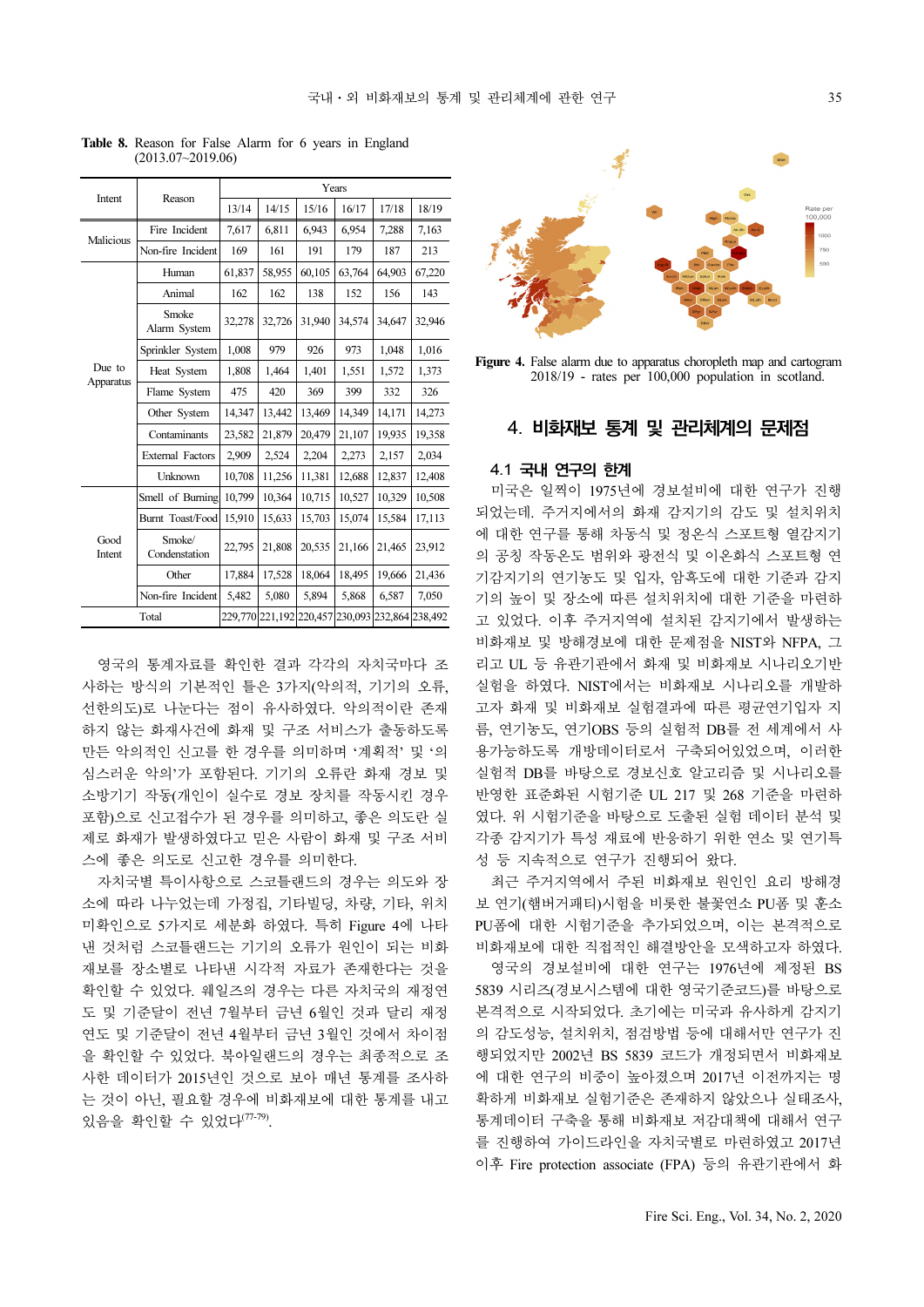**Table 8.** Reason for False Alarm for 6 years in England (2013.07~2019.06)

| Intent | Reason | Years | | | | | |
|---|---|---|---|---|---|---|---|
| | | 13/14 | 14/15 | 15/16 | 16/17 | 17/18 | 18/19 |
| Malicious | Fire Incident | 7,617 | 6,811 | 6,943 | 6,954 | 7,288 | 7,163 |
| | Non-fire Incident | 169 | 161 | 191 | 179 | 187 | 213 |
| Due to Apparatus | Human | 61,837 | 58,955 | 60,105 | 63,764 | 64,903 | 67,220 |
| | Animal | 162 | 162 | 138 | 152 | 156 | 143 |
| | Smoke Alarm System | 32,278 | 32,726 | 31,940 | 34,574 | 34,647 | 32,946 |
| | Sprinkler System | 1,008 | 979 | 926 | 973 | 1,048 | 1,016 |
| | Heat System | 1,808 | 1,464 | 1,401 | 1,551 | 1,572 | 1,373 |
| | Flame System | 475 | 420 | 369 | 399 | 332 | 326 |
| | Other System | 14,347 | 13,442 | 13,469 | 14,349 | 14,171 | 14,273 |
| | Contaminants | 23,582 | 21,879 | 20,479 | 21,107 | 19,935 | 19,358 |
| | External Factors | 2,909 | 2,524 | 2,204 | 2,273 | 2,157 | 2,034 |
| | Unknown | 10,708 | 11,256 | 11,381 | 12,688 | 12,837 | 12,408 |
| Good Intent | Smell of Burning | 10,799 | 10,364 | 10,715 | 10,527 | 10,329 | 10,508 |
| | Burnt Toast/Food | 15,910 | 15,633 | 15,703 | 15,074 | 15,584 | 17,113 |
| | Smoke/ Condensation | 22,795 | 21,808 | 20,535 | 21,166 | 21,465 | 23,912 |
| | Other | 17,884 | 17,528 | 18,064 | 18,495 | 19,666 | 21,436 |
| | Non-fire Incident | 5,482 | 5,080 | 5,894 | 5,868 | 6,587 | 7,050 |
| Total | | 229,770 | 221,192 | 220,457 | 230,093 | 232,864 | 238,492 |

영국의 통계자료를 확인한 결과 각각의 자치국마다 조사하는 방식의 기본적인 틀은 3가지(악의적, 기기의 오류, 선한의도)로 나눈다는 점이 유사하였다. 악의적이란 존재하지 않는 화재사건에 화재 및 구조 서비스가 출동하도록 만든 악의적인 신고를 한 경우를 의미하며 '계획적' 및 '의심스러운 악의'가 포함된다. 기기의 오류란 화재 경보 및 소방기기 작동(개인이 실수로 경보 장치를 작동시킨 경우 포함)으로 신고접수가 된 경우를 의미하고, 좋은 의도란 실제로 화재가 발생하였다고 믿은 사람이 화재 및 구조 서비스에 좋은 의도로 신고한 경우를 의미한다.

자치국별 특이사항으로 스코틀랜드의 경우는 의도와 장소에 따라 나누었는데 가정집, 기타빌딩, 차량, 기타, 위치미확인으로 5가지로 세분화 하였다. 특히 Figure 4에 나타낸 것처럼 스코틀랜드는 기기의 오류가 원인이 되는 비화재보를 장소별로 나타낸 시각적 자료가 존재한다는 것을 확인할 수 있었다. 웨일즈의 경우는 다른 자치국의 재정연도 및 기준달이 전년 7월부터 금년 6월인 것과 달리 재정연도 및 기준달이 전년 4월부터 금년 3월인 것에서 차이점을 확인할 수 있었다. 북아일랜드의 경우는 최종적으로 조사한 데이터가 2015년인 것으로 보아 매년 통계를 조사하는 것이 아닌, 필요할 경우에 비화재보에 대한 통계를 내고 있음을 확인할 수 있었다[77-79].

**Figure 4.** False alarm due to apparatus choropleth map and cartogram 2018/19 - rates per 100,000 population in scotland.

## 4. 비화재보 통계 및 관리체계의 문제점

### 4.1 국내 연구의 한계

미국은 일찍이 1975년에 경보설비에 대한 연구가 진행되었는데. 주거지에서의 화재 감지기의 감도 및 설치위치에 대한 연구를 통해 차동식 및 정온식 스포트형 열감지기의 공칭 작동온도 범위와 광전식 및 이온화식 스포트형 연기감지기의 연기농도 및 입자, 암흑도에 대한 기준과 감지기의 높이 및 장소에 따른 설치위치에 대한 기준을 마련하고 있었다. 이후 주거지역에 설치된 감지기에서 발생하는 비화재보 및 방해경보에 대한 문제점을 NIST와 NFPA, 그리고 UL 등 유관기관에서 화재 및 비화재보 시나리오기반 실험을 하였다. NIST에서는 비화재보 시나리오를 개발하고자 화재 및 비화재보 실험결과에 따른 평균연기입자 지름, 연기농도, 연기OBS 등의 실험적 DB를 전 세계에서 사용가능하도록 개방데이터로서 구축되어있었으며, 이러한 실험적 DB를 바탕으로 경보신호 알고리즘 및 시나리오를 반영한 표준화된 시험기준 UL 217 및 268 기준을 마련하였다. 위 시험기준을 바탕으로 도출된 실험 데이터 분석 및 각종 감지기가 특성 재료에 반응하기 위한 연소 및 연기특성 등 지속적으로 연구가 진행되어 왔다.

최근 주거지역에서 주된 비화재보 원인인 요리 방해경보 연기(햄버거패티)시험을 비롯한 불꽃연소 PU폼 및 훈소 PU폼에 대한 시험기준을 추가되었으며, 이는 본격적으로 비화재보에 대한 직접적인 해결방안을 모색하고자 하였다.

영국의 경보설비에 대한 연구는 1976년에 제정된 BS 5839 시리즈(경보시스템에 대한 영국기준코드)를 바탕으로 본격적으로 시작되었다. 초기에는 미국과 유사하게 감지기의 감도성능, 설치위치, 점검방법 등에 대해서만 연구가 진행되었지만 2002년 BS 5839 코드가 개정되면서 비화재보에 대한 연구의 비중이 높아졌으며 2017년 이전까지는 명확하게 비화재보 실험기준은 존재하지 않았으나 실태조사, 통계데이터 구축을 통해 비화재보 저감대책에 대해서 연구를 진행하여 가이드라인을 자치국별로 마련하였고 2017년 이후 Fire protection associate (FPA) 등의 유관기관에서 화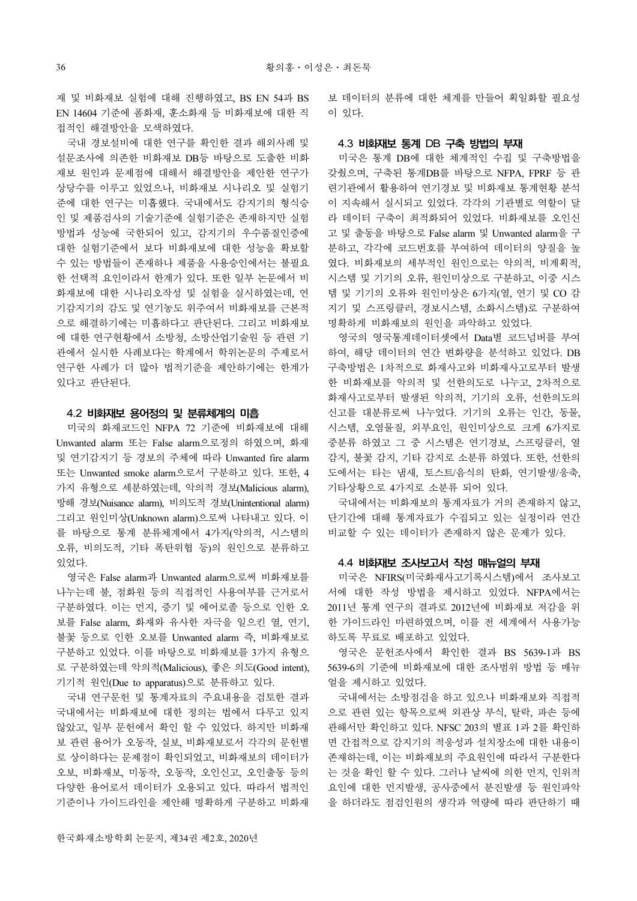재 및 비화재보 실험에 대해 진행하였고, BS EN 54과 BS EN 14604 기준에 폼화재, 훈소화재 등 비화재보에 대한 직접적인 해결방안을 모색하였다.

국내 경보설비에 대한 연구를 확인한 결과 해외사례 및 설문조사에 의존한 비화재보 DB등 바탕으로 도출한 비화재보 원인과 문제점에 대해서 해결방안을 제안한 연구가 상당수를 이루고 있었으나, 비화재보 시나리오 및 실험기준에 대한 연구는 미흡했다. 국내에서도 감지기의 형식승인 및 제품검사의 기술기준에 실험기준은 존재하지만 실험방법과 성능에 국한되어 있고, 감지기의 우수품질인증에 대한 실험기준에서 보다 비화재보에 대한 성능을 확보할 수 있는 방법들이 존재하나 제품을 사용승인에서는 불필요한 선택적 요인이라서 한계가 있다. 또한 일부 논문에서 비화재보에 대한 시나리오작성 및 실험을 실시하였는데, 연기감지기의 감도 및 연기농도 위주여서 비화재보를 근본적으로 해결하기에는 미흡하다고 판단된다. 그리고 비화재보에 대한 연구현황에서 소방청, 소방산업기술원 등 관련 기관에서 실시한 사례보다는 학계에서 학위논문의 주제로서 연구한 사례가 더 많아 법적기준을 제안하기에는 한계가 있다고 판단된다.

### 4.2 비화재보 용어정의 및 분류체계의 미흡

미국의 화재코드인 NFPA 72 기준에 비화재보에 대해 Unwanted alarm 또는 False alarm으로정의 하였으며, 화재 및 연기감지기 등 경보의 주체에 따라 Unwanted fire alarm 또는 Unwanted smoke alarm으로서 구분하고 있다. 또한, 4가지 유형으로 세분하였는데, 악의적 경보(Malicious alarm), 방해 경보(Nuisance alarm), 비의도적 경보(Unintentional alarm) 그리고 원인미상(Unknown alarm)으로써 나타내고 있다. 이를 바탕으로 통계 분류체계에서 4가지(악의적, 시스템의 오류, 비의도적, 기타 폭탄위협 등)의 원인으로 분류하고 있었다.

영국은 False alarm과 Unwanted alarm으로써 비화재보를 나누는데 불, 점화원 등의 직접적인 사용여부를 근거로서 구분하였다. 이는 먼지, 증기 및 에어로졸 등으로 인한 오보를 False alarm, 화재와 유사한 자극을 일으킨 열, 연기, 불꽃 등으로 인한 오보를 Unwanted alarm 즉, 비화재보로 구분하고 있었다. 이를 바탕으로 비화재보를 3가지 유형으로 구분하였는데 악의적(Malicious), 좋은 의도(Good intent), 기기적 원인(Due to apparatus)으로 분류하고 있다.

국내 연구문헌 및 통계자료의 주요내용을 검토한 결과 국내에서는 비화재보에 대한 정의는 법에서 다루고 있지 않았고, 일부 문헌에서 확인 할 수 있었다. 하지만 비화재보 관련 용어가 오동작, 실보, 비화재보로서 각각의 문헌별로 상이하다는 문제점이 확인되었고, 비화재보의 데이터가 오보, 비화재보, 미동작, 오동작, 오인신고, 오인출동 등의 다양한 용어로서 데이터가 오용되고 있다. 따라서 법적인 기준이나 가이드라인을 제안해 명확하게 구분하고 비화재보 데이터의 분류에 대한 체계를 만들어 획일화할 필요성이 있다.

### 4.3 비화재보 통계 DB 구축 방법의 부재

미국은 통계 DB에 대한 체계적인 수집 및 구축방법을 갖췄으며, 구축된 통계DB를 바탕으로 NFPA, FPRF 등 관련기관에서 활용하여 연기경보 및 비화재보 통계현황 분석이 지속해서 실시되고 있었다. 각각의 기관별로 역할이 달라 데이터 구축이 최적화되어 있었다. 비화재보를 오인신고 및 출동을 바탕으로 False alarm 및 Unwanted alarm을 구분하고, 각각에 코드번호를 부여하여 데이터의 양질을 높였다. 비화재보의 세부적인 원인으로는 악의적, 비계획적, 시스템 및 기기의 오류, 원인미상으로 구분하고, 이중 시스템 및 기기의 오류와 원인미상은 6가지(열, 연기 및 CO 감지기 및 스프링클러, 경보시스템, 소화시스템)로 구분하여 명확하게 비화재보의 원인을 파악하고 있었다.

영국의 영국통계데이터셋에서 Data별 코드넘버를 부여하여, 해당 데이터의 연간 변화량을 분석하고 있었다. DB 구축방법은 1차적으로 화재사고와 비화재사고로부터 발생한 비화재보를 악의적 및 선한의도로 나누고, 2차적으로 화재사고로부터 발생된 악의적, 기기의 오류, 선한의도의 신고를 대분류로써 나누었다. 기기의 오류는 인간, 동물, 시스템, 오염물질, 외부요인, 원인미상으로 크게 6가지로 중분류 하였고 그 중 시스템은 연기경보, 스프링클러, 열감지, 불꽃 감지, 기타 감지로 소분류 하였다. 또한, 선한의도에서는 타는 냄새, 토스트/음식의 탄화, 연기발생/응축, 기타상황으로 4가지로 소분류 되어 있다.

국내에서는 비화재보의 통계자료가 거의 존재하지 않고, 단기간에 대해 통계자료가 수집되고 있는 실정이라 연간 비교할 수 있는 데이터가 존재하지 않은 문제가 있다.

### 4.4 비화재보 조사보고서 작성 매뉴얼의 부재

미국은 NFIRS(미국화재사고기록시스템)에서 조사보고서에 대한 작성 방법을 제시하고 있었다. NFPA에서는 2011년 통계 연구의 결과로 2012년에 비화재보 저감을 위한 가이드라인 마련하였으며, 이를 전 세계에서 사용가능하도록 무료로 배포하고 있었다.

영국은 문헌조사에서 확인한 결과 BS 5639-1과 BS 5639-6의 기준에 비화재보에 대한 조사범위 방법 등 매뉴얼을 제시하고 있었다.

국내에서는 소방점검을 하고 있으나 비화재보와 직접적으로 관련 있는 항목으로써 외관상 부식, 탈락, 파손 등에 관해서만 확인하고 있다. NFSC 203의 별표 1과 2를 확인하면 간접적으로 감지기의 적응성과 설치장소에 대한 내용이 존재하는데, 이는 비화재보의 주요원인에 따라서 구분한다는 것을 확인 할 수 있다. 그러나 날씨에 의한 먼지, 인위적 요인에 대한 먼지발생, 공사중에서 분진발생 등 원인파악을 하더라도 점검인원의 생각과 역량에 따라 판단하기 때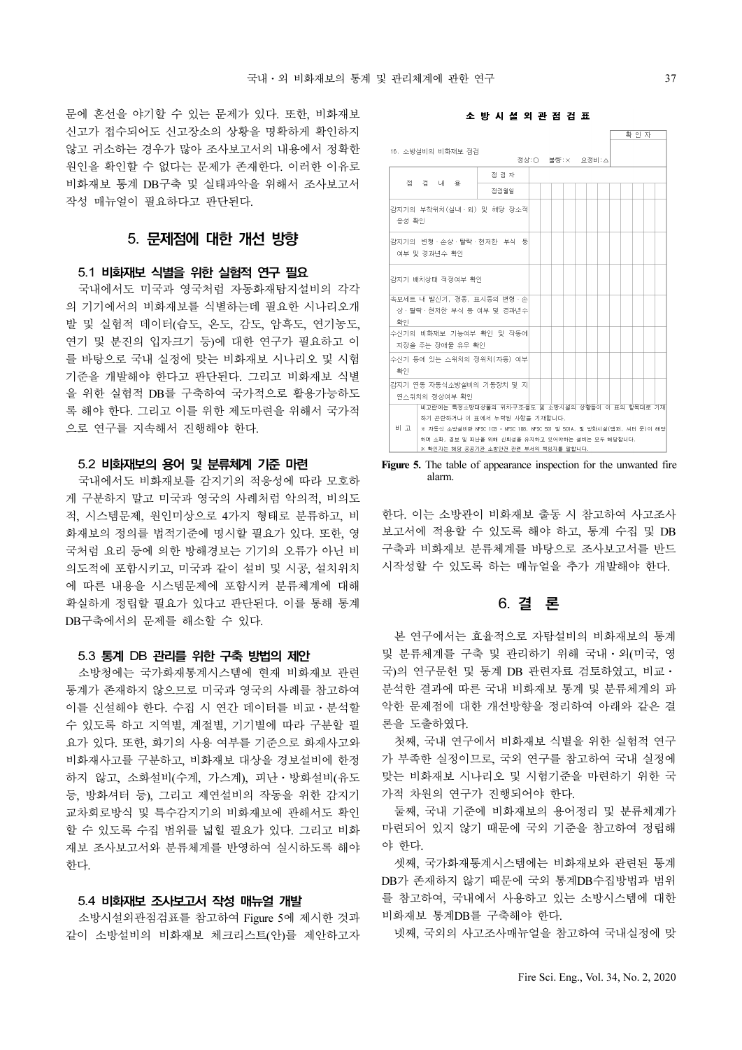문에 혼선을 야기할 수 있는 문제가 있다. 또한, 비화재보 신고가 접수되어도 신고장소의 상황을 명확하게 확인하지 않고 귀소하는 경우가 많아 조사보고서의 내용에서 정확한 원인을 확인할 수 없다는 문제가 존재한다. 이러한 이유로 비화재보 통계 DB구축 및 실태파악을 위해서 조사보고서 작성 매뉴얼이 필요하다고 판단된다.

## 5. 문제점에 대한 개선 방향

### 5.1 비화재보 식별을 위한 실험적 연구 필요

국내에서도 미국과 영국처럼 자동화재탐지설비의 각각의 기기에서의 비화재보를 식별하는데 필요한 시나리오개발 및 실험적 데이터(습도, 온도, 감도, 암흑도, 연기농도, 연기 및 분진의 입자크기 등)에 대한 연구가 필요하고 이를 바탕으로 국내 실정에 맞는 비화재보 시나리오 및 시험기준을 개발해야 한다고 판단된다. 그리고 비화재보 식별을 위한 실험적 DB를 구축하여 국가적으로 활용가능하도록 해야 한다. 그리고 이를 위한 제도마련을 위해서 국가적으로 연구를 지속해서 진행해야 한다.

### 5.2 비화재보의 용어 및 분류체계 기준 마련

국내에서도 비화재보를 감지기의 적응성에 따라 모호하게 구분하지 말고 미국과 영국의 사례처럼 악의적, 비의도적, 시스템문제, 원인미상으로 4가지 형태로 분류하고, 비화재보의 정의를 법적기준에 명시할 필요가 있다. 또한, 영국처럼 요리 등에 의한 방해경보는 기기의 오류가 아닌 비의도적에 포함시키고, 미국과 같이 설비 및 시공, 설치위치에 따른 내용을 시스템문제에 포함시켜 분류체계에 대해 확실하게 정립할 필요가 있다고 판단된다. 이를 통해 통계 DB구축에서의 문제를 해소할 수 있다.

### 5.3 통계 DB 관리를 위한 구축 방법의 제안

소방청에는 국가화재통계시스템에 현재 비화재보 관련 통계가 존재하지 않으므로 미국과 영국의 사례를 참고하여 이를 신설해야 한다. 수집 시 연간 데이터를 비교・분석할 수 있도록 하고 지역별, 계절별, 기기별에 따라 구분할 필요가 있다. 또한, 화기의 사용 여부를 기준으로 화재사고와 비화재사고를 구분하고, 비화재보 대상을 경보설비에 한정하지 않고, 소화설비(수계, 가스계), 피난・방화설비(유도등, 방화셔터 등), 그리고 제연설비의 작동을 위한 감지기 교차회로방식 및 특수감지기의 비화재보에 관해서도 확인할 수 있도록 수집 범위를 넓힐 필요가 있다. 그리고 비화재보 조사보고서와 분류체계를 반영하여 실시하도록 해야 한다.

### 5.4 비화재보 조사보고서 작성 매뉴얼 개발

소방시설외관점검표를 참고하여 Figure 5에 제시한 것과 같이 소방설비의 비화재보 체크리스트(안)를 제안하고자 한다. 이는 소방관이 비화재보 출동 시 참고하여 사고조사보고서에 적용할 수 있도록 해야 하고, 통계 수집 및 DB 구축과 비화재보 분류체계를 바탕으로 조사보고서를 반드시작성할 수 있도록 하는 매뉴얼을 추가 개발해야 한다.

**소 방 시 설 외 관 점 검 표**

확 인 자

16. 소방설비의 비화재보 점검 　　　　정상:○ 　불량:× 　요정비:△

| 점 검 내 용 | 점 검 자 | | | | | | | | | | | | |
|---|---|---|---|---|---|---|---|---|---|---|---|---|---|
| | 점검월일 | | | | | | | | | | | | |
| 감지기의 부착위치(실내・외) 및 해당 장소적응성 확인 | | | | | | | | | | | | | |
| 감지기의 변형・손상・탈락・현저한 부식 등 여부 및 경과년수 확인 | | | | | | | | | | | | | |
| 감지기 배치상태 적정여부 확인 | | | | | | | | | | | | | |
| 속보세트 내 발신기, 경종, 표시등의 변형・손상・탈락・현저한 부식 등 여부 및 경과년수 확인 | | | | | | | | | | | | | |
| 수신기의 비화재보 기능여부 확인 및 작동에 지장을 주는 장애물 유무 확인 | | | | | | | | | | | | | |
| 수신기 등에 있는 스위치의 정위치(자동) 여부 확인 | | | | | | | | | | | | | |
| 감지기 연동 자동식소방설비의 기동장치 및 지연스위치의 정상여부 확인 | | | | | | | | | | | | | |
| 비 고 | 비고란에는 특정소방대상물의 위치구조도 및 소방시설의 상황등이 이 표의 항목대로 기재하기 곤란하거나 이 표에서 누락된 사항을 기재합니다. ※ 자동식 소방설비란 NFSC 103 ~ NFSC 108, NFSC 501 및 501A, 및 방화시설(댐퍼, 셔터 문)이 해당하며 소화, 경보 및 피난을 위해 신뢰성을 유지하고 있어야하는 설비는 모두 해당합니다. ※ 확인자는 해당 공공기관 소방안전 관련 부서의 책임자를 말합니다. | | | | | | | | | | | | |

**Figure 5.** The table of appearance inspection for the unwanted fire alarm.

## 6. 결 론

본 연구에서는 효율적으로 자탐설비의 비화재보의 통계 및 분류체계를 구축 및 관리하기 위해 국내・외(미국, 영국)의 연구문헌 및 통계 DB 관련자료 검토하였고, 비교・분석한 결과에 따른 국내 비화재보 통계 및 분류체계의 파악한 문제점에 대한 개선방향을 정리하여 아래와 같은 결론을 도출하였다.

첫째, 국내 연구에서 비화재보 식별을 위한 실험적 연구가 부족한 실정이므로, 국외 연구를 참고하여 국내 실정에 맞는 비화재보 시나리오 및 시험기준을 마련하기 위한 국가적 차원의 연구가 진행되어야 한다.

둘째, 국내 기준에 비화재보의 용어정리 및 분류체계가 마련되어 있지 않기 때문에 국외 기준을 참고하여 정립해야 한다.

셋째, 국가화재통계시스템에는 비화재보와 관련된 통계 DB가 존재하지 않기 때문에 국외 통계DB수집방법과 범위를 참고하여, 국내에서 사용하고 있는 소방시스템에 대한 비화재보 통계DB를 구축해야 한다.

넷째, 국외의 사고조사매뉴얼을 참고하여 국내실정에 맞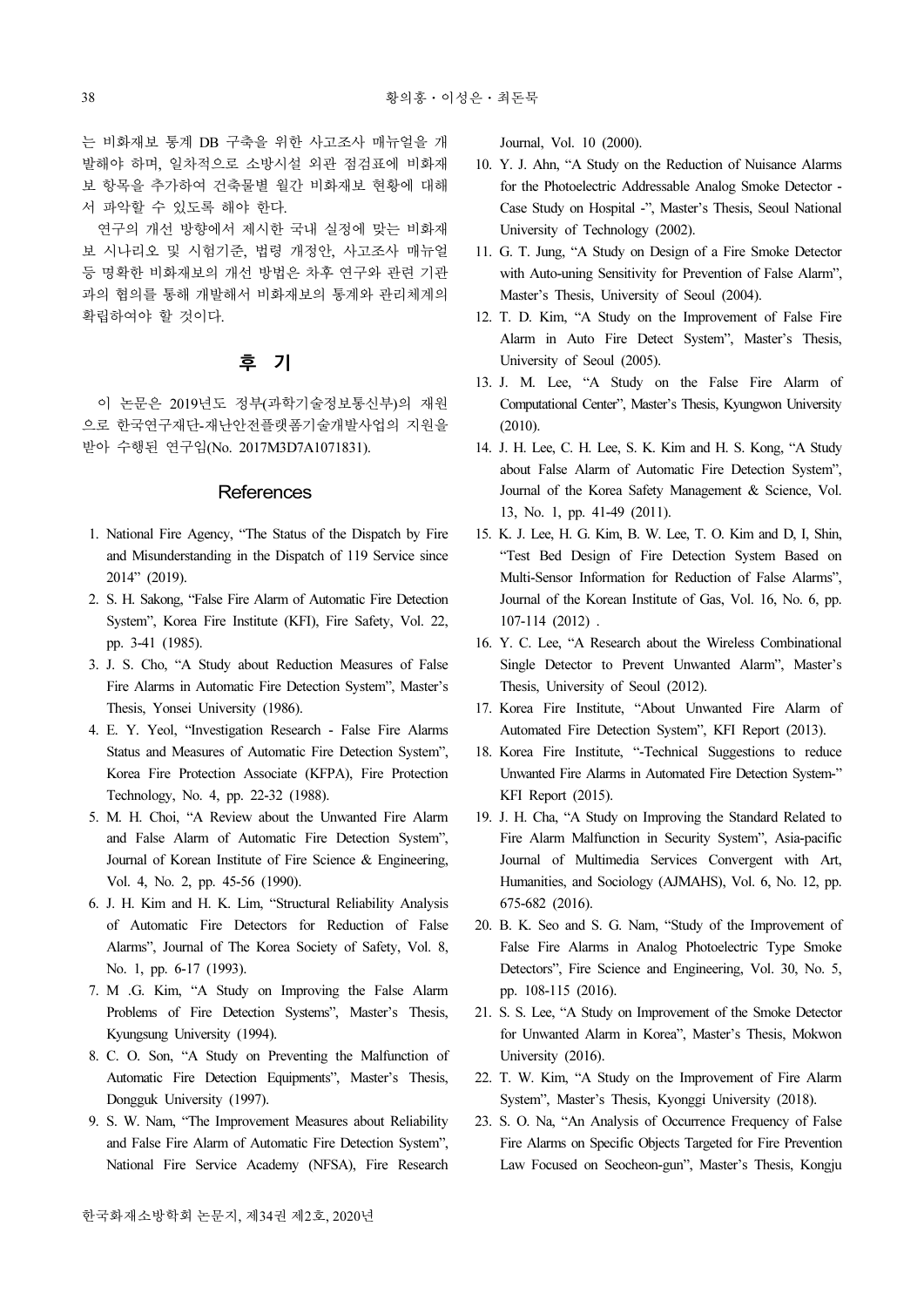는 비화재보 통계 DB 구축을 위한 사고조사 매뉴얼을 개발해야 하며, 일차적으로 소방시설 외관 점검표에 비화재보 항목을 추가하여 건축물별 월간 비화재보 현황에 대해서 파악할 수 있도록 해야 한다.

연구의 개선 방향에서 제시한 국내 실정에 맞는 비화재보 시나리오 및 시험기준, 법령 개정안, 사고조사 매뉴얼 등 명확한 비화재보의 개선 방법은 차후 연구와 관련 기관과의 협의를 통해 개발해서 비화재보의 통계와 관리체계의 확립하여야 할 것이다.

## 후 기

이 논문은 2019년도 정부(과학기술정보통신부)의 재원으로 한국연구재단-재난안전플랫폼기술개발사업의 지원을 받아 수행된 연구임(No. 2017M3D7A1071831).

## References

1. National Fire Agency, "The Status of the Dispatch by Fire and Misunderstanding in the Dispatch of 119 Service since 2014" (2019).
2. S. H. Sakong, "False Fire Alarm of Automatic Fire Detection System", Korea Fire Institute (KFI), Fire Safety, Vol. 22, pp. 3-41 (1985).
3. J. S. Cho, "A Study about Reduction Measures of False Fire Alarms in Automatic Fire Detection System", Master's Thesis, Yonsei University (1986).
4. E. Y. Yeol, "Investigation Research - False Fire Alarms Status and Measures of Automatic Fire Detection System", Korea Fire Protection Associate (KFPA), Fire Protection Technology, No. 4, pp. 22-32 (1988).
5. M. H. Choi, "A Review about the Unwanted Fire Alarm and False Alarm of Automatic Fire Detection System", Journal of Korean Institute of Fire Science & Engineering, Vol. 4, No. 2, pp. 45-56 (1990).
6. J. H. Kim and H. K. Lim, "Structural Reliability Analysis of Automatic Fire Detectors for Reduction of False Alarms", Journal of The Korea Society of Safety, Vol. 8, No. 1, pp. 6-17 (1993).
7. M .G. Kim, "A Study on Improving the False Alarm Problems of Fire Detection Systems", Master's Thesis, Kyungsung University (1994).
8. C. O. Son, "A Study on Preventing the Malfunction of Automatic Fire Detection Equipments", Master's Thesis, Dongguk University (1997).
9. S. W. Nam, "The Improvement Measures about Reliability and False Fire Alarm of Automatic Fire Detection System", National Fire Service Academy (NFSA), Fire Research Journal, Vol. 10 (2000).
10. Y. J. Ahn, "A Study on the Reduction of Nuisance Alarms for the Photoelectric Addressable Analog Smoke Detector - Case Study on Hospital -", Master's Thesis, Seoul National University of Technology (2002).
11. G. T. Jung, "A Study on Design of a Fire Smoke Detector with Auto-uning Sensitivity for Prevention of False Alarm", Master's Thesis, University of Seoul (2004).
12. T. D. Kim, "A Study on the Improvement of False Fire Alarm in Auto Fire Detect System", Master's Thesis, University of Seoul (2005).
13. J. M. Lee, "A Study on the False Fire Alarm of Computational Center", Master's Thesis, Kyungwon University (2010).
14. J. H. Lee, C. H. Lee, S. K. Kim and H. S. Kong, "A Study about False Alarm of Automatic Fire Detection System", Journal of the Korea Safety Management & Science, Vol. 13, No. 1, pp. 41-49 (2011).
15. K. J. Lee, H. G. Kim, B. W. Lee, T. O. Kim and D, I, Shin, "Test Bed Design of Fire Detection System Based on Multi-Sensor Information for Reduction of False Alarms", Journal of the Korean Institute of Gas, Vol. 16, No. 6, pp. 107-114 (2012) .
16. Y. C. Lee, "A Research about the Wireless Combinational Single Detector to Prevent Unwanted Alarm", Master's Thesis, University of Seoul (2012).
17. Korea Fire Institute, "About Unwanted Fire Alarm of Automated Fire Detection System", KFI Report (2013).
18. Korea Fire Institute, "-Technical Suggestions to reduce Unwanted Fire Alarms in Automated Fire Detection System-" KFI Report (2015).
19. J. H. Cha, "A Study on Improving the Standard Related to Fire Alarm Malfunction in Security System", Asia-pacific Journal of Multimedia Services Convergent with Art, Humanities, and Sociology (AJMAHS), Vol. 6, No. 12, pp. 675-682 (2016).
20. B. K. Seo and S. G. Nam, "Study of the Improvement of False Fire Alarms in Analog Photoelectric Type Smoke Detectors", Fire Science and Engineering, Vol. 30, No. 5, pp. 108-115 (2016).
21. S. S. Lee, "A Study on Improvement of the Smoke Detector for Unwanted Alarm in Korea", Master's Thesis, Mokwon University (2016).
22. T. W. Kim, "A Study on the Improvement of Fire Alarm System", Master's Thesis, Kyonggi University (2018).
23. S. O. Na, "An Analysis of Occurrence Frequency of False Fire Alarms on Specific Objects Targeted for Fire Prevention Law Focused on Seocheon-gun", Master's Thesis, Kongju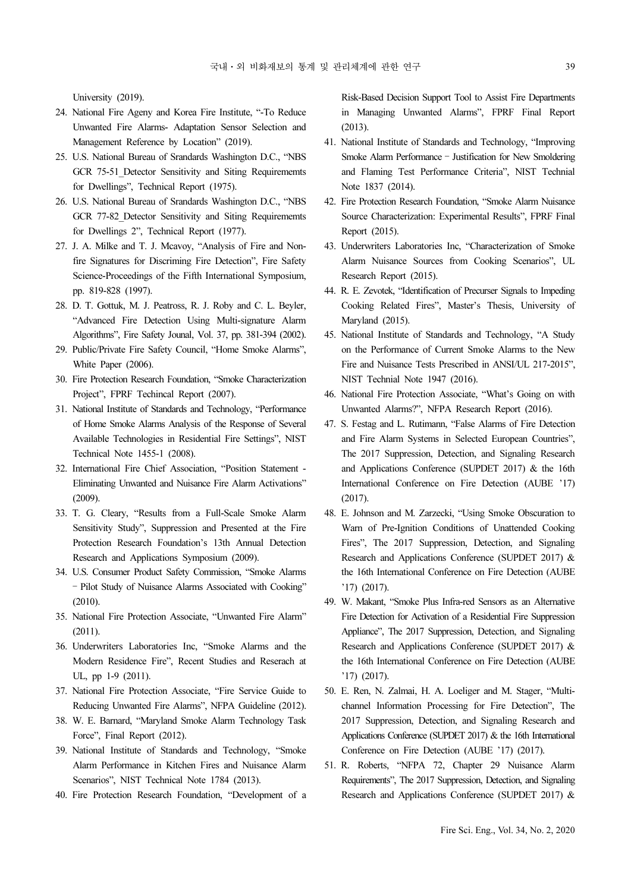University (2019).

24. National Fire Ageny and Korea Fire Institute, "-To Reduce Unwanted Fire Alarms- Adaptation Sensor Selection and Management Reference by Location" (2019).
25. U.S. National Bureau of Srandards Washington D.C., "NBS GCR 75-51_Detector Sensitivity and Siting Requirememts for Dwellings", Technical Report (1975).
26. U.S. National Bureau of Srandards Washington D.C., "NBS GCR 77-82_Detector Sensitivity and Siting Requirememts for Dwellings 2", Technical Report (1977).
27. J. A. Milke and T. J. Mcavoy, "Analysis of Fire and Non-fire Signatures for Discriming Fire Detection", Fire Safety Science-Proceedings of the Fifth International Symposium, pp. 819-828 (1997).
28. D. T. Gottuk, M. J. Peatross, R. J. Roby and C. L. Beyler, "Advanced Fire Detection Using Multi-signature Alarm Algorithms", Fire Safety Jounal, Vol. 37, pp. 381-394 (2002).
29. Public/Private Fire Safety Council, "Home Smoke Alarms", White Paper (2006).
30. Fire Protection Research Foundation, "Smoke Characterization Project", FPRF Techincal Report (2007).
31. National Institute of Standards and Technology, "Performance of Home Smoke Alarms Analysis of the Response of Several Available Technologies in Residential Fire Settings", NIST Technical Note 1455-1 (2008).
32. International Fire Chief Association, "Position Statement - Eliminating Unwanted and Nuisance Fire Alarm Activations" (2009).
33. T. G. Cleary, "Results from a Full-Scale Smoke Alarm Sensitivity Study", Suppression and Presented at the Fire Protection Research Foundation's 13th Annual Detection Research and Applications Symposium (2009).
34. U.S. Consumer Product Safety Commission, "Smoke Alarms – Pilot Study of Nuisance Alarms Associated with Cooking" (2010).
35. National Fire Protection Associate, "Unwanted Fire Alarm" (2011).
36. Underwriters Laboratories Inc, "Smoke Alarms and the Modern Residence Fire", Recent Studies and Reserach at UL, pp 1-9 (2011).
37. National Fire Protection Associate, "Fire Service Guide to Reducing Unwanted Fire Alarms", NFPA Guideline (2012).
38. W. E. Barnard, "Maryland Smoke Alarm Technology Task Force", Final Report (2012).
39. National Institute of Standards and Technology, "Smoke Alarm Performance in Kitchen Fires and Nuisance Alarm Scenarios", NIST Technical Note 1784 (2013).
40. Fire Protection Research Foundation, "Development of a Risk-Based Decision Support Tool to Assist Fire Departments in Managing Unwanted Alarms", FPRF Final Report (2013).
41. National Institute of Standards and Technology, "Improving Smoke Alarm Performance – Justification for New Smoldering and Flaming Test Performance Criteria", NIST Technial Note 1837 (2014).
42. Fire Protection Research Foundation, "Smoke Alarm Nuisance Source Characterization: Experimental Results", FPRF Final Report (2015).
43. Underwriters Laboratories Inc, "Characterization of Smoke Alarm Nuisance Sources from Cooking Scenarios", UL Research Report (2015).
44. R. E. Zevotek, "Identification of Precurser Signals to Impeding Cooking Related Fires", Master's Thesis, University of Maryland (2015).
45. National Institute of Standards and Technology, "A Study on the Performance of Current Smoke Alarms to the New Fire and Nuisance Tests Prescribed in ANSI/UL 217-2015", NIST Technial Note 1947 (2016).
46. National Fire Protection Associate, "What's Going on with Unwanted Alarms?", NFPA Research Report (2016).
47. S. Festag and L. Rutimann, "False Alarms of Fire Detection and Fire Alarm Systems in Selected European Countries", The 2017 Suppression, Detection, and Signaling Research and Applications Conference (SUPDET 2017) & the 16th International Conference on Fire Detection (AUBE '17) (2017).
48. E. Johnson and M. Zarzecki, "Using Smoke Obscuration to Warn of Pre-Ignition Conditions of Unattended Cooking Fires", The 2017 Suppression, Detection, and Signaling Research and Applications Conference (SUPDET 2017) & the 16th International Conference on Fire Detection (AUBE '17) (2017).
49. W. Makant, "Smoke Plus Infra-red Sensors as an Alternative Fire Detection for Activation of a Residential Fire Suppression Appliance", The 2017 Suppression, Detection, and Signaling Research and Applications Conference (SUPDET 2017) & the 16th International Conference on Fire Detection (AUBE '17) (2017).
50. E. Ren, N. Zalmai, H. A. Loeliger and M. Stager, "Multi-channel Information Processing for Fire Detection", The 2017 Suppression, Detection, and Signaling Research and Applications Conference (SUPDET 2017) & the 16th International Conference on Fire Detection (AUBE '17) (2017).
51. R. Roberts, "NFPA 72, Chapter 29 Nuisance Alarm Requirements", The 2017 Suppression, Detection, and Signaling Research and Applications Conference (SUPDET 2017) &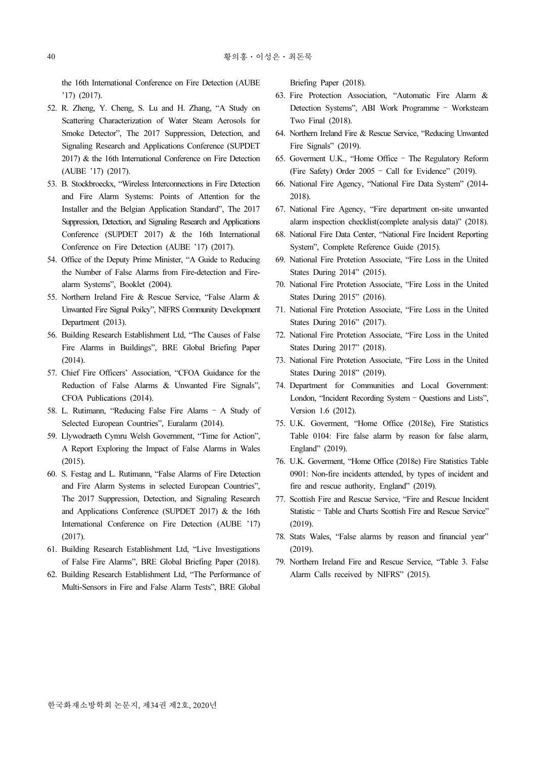the 16th International Conference on Fire Detection (AUBE ’17) (2017).

52. R. Zheng, Y. Cheng, S. Lu and H. Zhang, “A Study on Scattering Characterization of Water Steam Aerosols for Smoke Detector”, The 2017 Suppression, Detection, and Signaling Research and Applications Conference (SUPDET 2017) & the 16th International Conference on Fire Detection (AUBE ’17) (2017).
53. B. Stockbroeckx, “Wireless Interconnections in Fire Detection and Fire Alarm Systems: Points of Attention for the Installer and the Belgian Application Standard”, The 2017 Suppression, Detection, and Signaling Research and Applications Conference (SUPDET 2017) & the 16th International Conference on Fire Detection (AUBE ’17) (2017).
54. Office of the Deputy Prime Minister, “A Guide to Reducing the Number of False Alarms from Fire-detection and Fire-alarm Systems”, Booklet (2004).
55. Northern Ireland Fire & Rescue Service, “False Alarm & Unwanted Fire Signal Poilcy”, NIFRS Community Development Department (2013).
56. Building Research Establishment Ltd, “The Causes of False Fire Alarms in Buildings”, BRE Global Briefing Paper (2014).
57. Chief Fire Officers’ Association, “CFOA Guidance for the Reduction of False Alarms & Unwanted Fire Signals”, CFOA Publications (2014).
58. L. Rutimann, “Reducing False Fire Alams – A Study of Selected European Countries”, Euralarm (2014).
59. Llywodraeth Cymru Welsh Government, “Time for Action”, A Report Exploring the Impact of False Alarms in Wales (2015).
60. S. Festag and L. Rutimann, “False Alarms of Fire Detection and Fire Alarm Systems in selected European Countries”, The 2017 Suppression, Detection, and Signaling Research and Applications Conference (SUPDET 2017) & the 16th International Conference on Fire Detection (AUBE ’17) (2017).
61. Building Research Establishment Ltd, “Live Investigations of False Fire Alarms”, BRE Global Briefing Paper (2018).
62. Building Research Establishment Ltd, “The Performance of Multi-Sensors in Fire and False Alarm Tests”, BRE Global Briefing Paper (2018).
63. Fire Protection Association, “Automatic Fire Alarm & Detection Systems”, ABI Work Programme – Worksteam Two Final (2018).
64. Northern Ireland Fire & Rescue Service, “Reducing Unwanted Fire Signals” (2019).
65. Goverment U.K., “Home Office – The Regulatory Reform (Fire Safety) Order 2005 – Call for Evidence” (2019).
66. National Fire Agency, “National Fire Data System” (2014-2018).
67. National Fire Agency, “Fire department on-site unwanted alarm inspection checklist(complete analysis data)” (2018).
68. National Fire Data Center, “National Fire Incident Reporting System”, Complete Reference Guide (2015).
69. National Fire Protetion Associate, “Fire Loss in the United States During 2014” (2015).
70. National Fire Protetion Associate, “Fire Loss in the United States During 2015” (2016).
71. National Fire Protetion Associate, “Fire Loss in the United States During 2016” (2017).
72. National Fire Protetion Associate, “Fire Loss in the United States During 2017” (2018).
73. National Fire Protetion Associate, “Fire Loss in the United States During 2018” (2019).
74. Department for Communities and Local Government: London, “Incident Recording System – Questions and Lists”, Version 1.6 (2012).
75. U.K. Goverment, “Home Office (2018e), Fire Statistics Table 0104: Fire false alarm by reason for false alarm, England” (2019).
76. U.K. Goverment, “Home Office (2018e) Fire Statistics Table 0901: Non-fire incidents attended, by types of incident and fire and rescue authority, England” (2019).
77. Scottish Fire and Rescue Service, “Fire and Rescue Incident Statistic – Table and Charts Scottish Fire and Rescue Service” (2019).
78. Stats Wales, “False alarms by reason and financial year” (2019).
79. Northern Ireland Fire and Rescue Service, “Table 3. False Alarm Calls received by NIFRS” (2015).